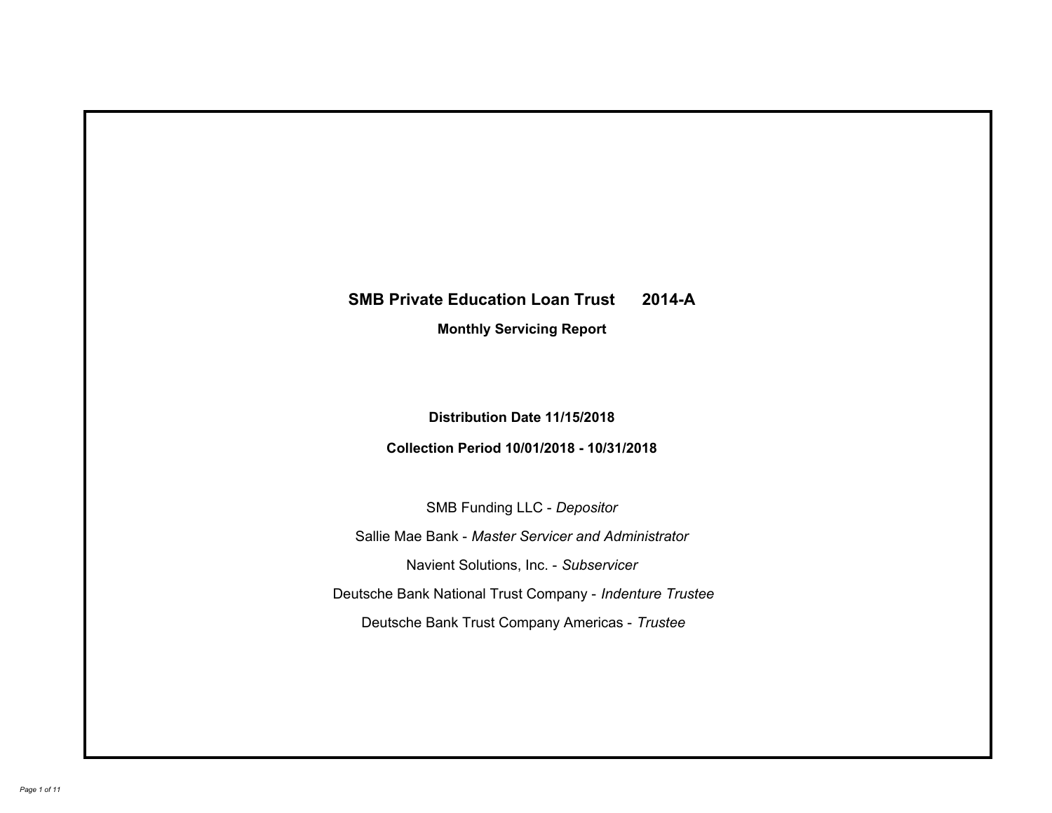# SMB Private Education Loan Trust 2014-A

## Monthly Servicing Report

**Distribution Date 11/15/2018**

**Collection Period 10/01/2018 - 10/31/2018**

SMB Funding LLC - *Depositor*

Sallie Mae Bank - *Master Servicer and Administrator*

Navient Solutions, Inc. - *Subservicer*

Deutsche Bank National Trust Company - *Indenture Trustee*

Deutsche Bank Trust Company Americas - *Trustee*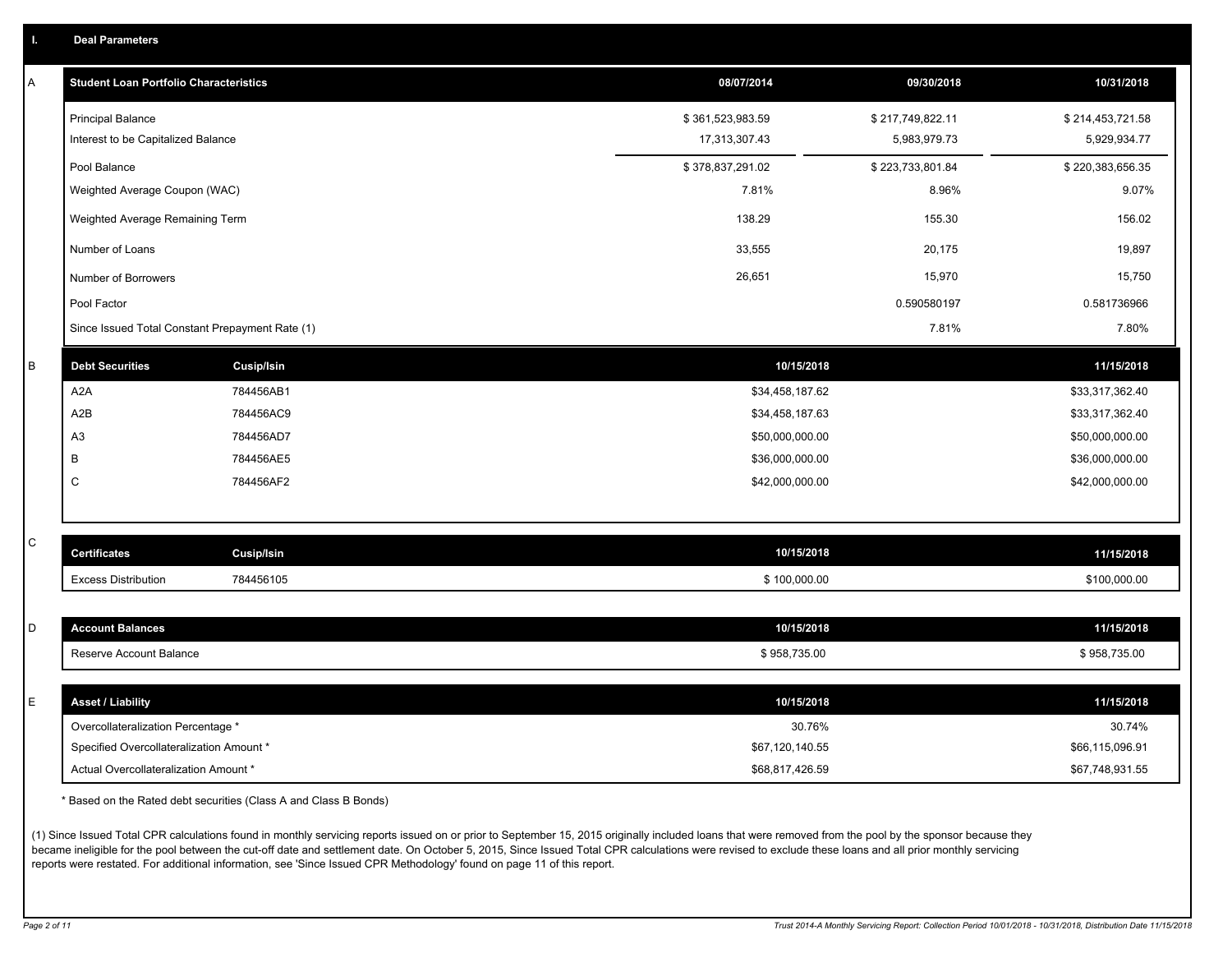## I. Deal Parameters

### A

| Student Loan Portfolio Characteristics | 08/07/2014 | 09/30/2018 | 10/31/2018 |
|---|---|---|---|
| Principal Balance | $ 361,523,983.59 | $ 217,749,822.11 | $ 214,453,721.58 |
| Interest to be Capitalized Balance | 17,313,307.43 | 5,983,979.73 | 5,929,934.77 |
| Pool Balance | $ 378,837,291.02 | $ 223,733,801.84 | $ 220,383,656.35 |
| Weighted Average Coupon (WAC) | 7.81% | 8.96% | 9.07% |
| Weighted Average Remaining Term | 138.29 | 155.30 | 156.02 |
| Number of Loans | 33,555 | 20,175 | 19,897 |
| Number of Borrowers | 26,651 | 15,970 | 15,750 |
| Pool Factor | | 0.590580197 | 0.581736966 |
| Since Issued Total Constant Prepayment Rate (1) | | 7.81% | 7.80% |

### B

| Debt Securities | Cusip/Isin | 10/15/2018 | 11/15/2018 |
|---|---|---|---|
| A2A | 784456AB1 | $34,458,187.62 | $33,317,362.40 |
| A2B | 784456AC9 | $34,458,187.63 | $33,317,362.40 |
| A3 | 784456AD7 | $50,000,000.00 | $50,000,000.00 |
| B | 784456AE5 | $36,000,000.00 | $36,000,000.00 |
| C | 784456AF2 | $42,000,000.00 | $42,000,000.00 |

### C

| Certificates | Cusip/Isin | 10/15/2018 | 11/15/2018 |
|---|---|---|---|
| Excess Distribution | 784456105 | $ 100,000.00 | $100,000.00 |

### D

| Account Balances | 10/15/2018 | 11/15/2018 |
|---|---|---|
| Reserve Account Balance | $ 958,735.00 | $ 958,735.00 |

### E

| Asset / Liability | 10/15/2018 | 11/15/2018 |
|---|---|---|
| Overcollateralization Percentage * | 30.76% | 30.74% |
| Specified Overcollateralization Amount * | $67,120,140.55 | $66,115,096.91 |
| Actual Overcollateralization Amount * | $68,817,426.59 | $67,748,931.55 |

* Based on the Rated debt securities (Class A and Class B Bonds)

(1) Since Issued Total CPR calculations found in monthly servicing reports issued on or prior to September 15, 2015 originally included loans that were removed from the pool by the sponsor because they became ineligible for the pool between the cut-off date and settlement date. On October 5, 2015, Since Issued Total CPR calculations were revised to exclude these loans and all prior monthly servicing reports were restated. For additional information, see 'Since Issued CPR Methodology' found on page 11 of this report.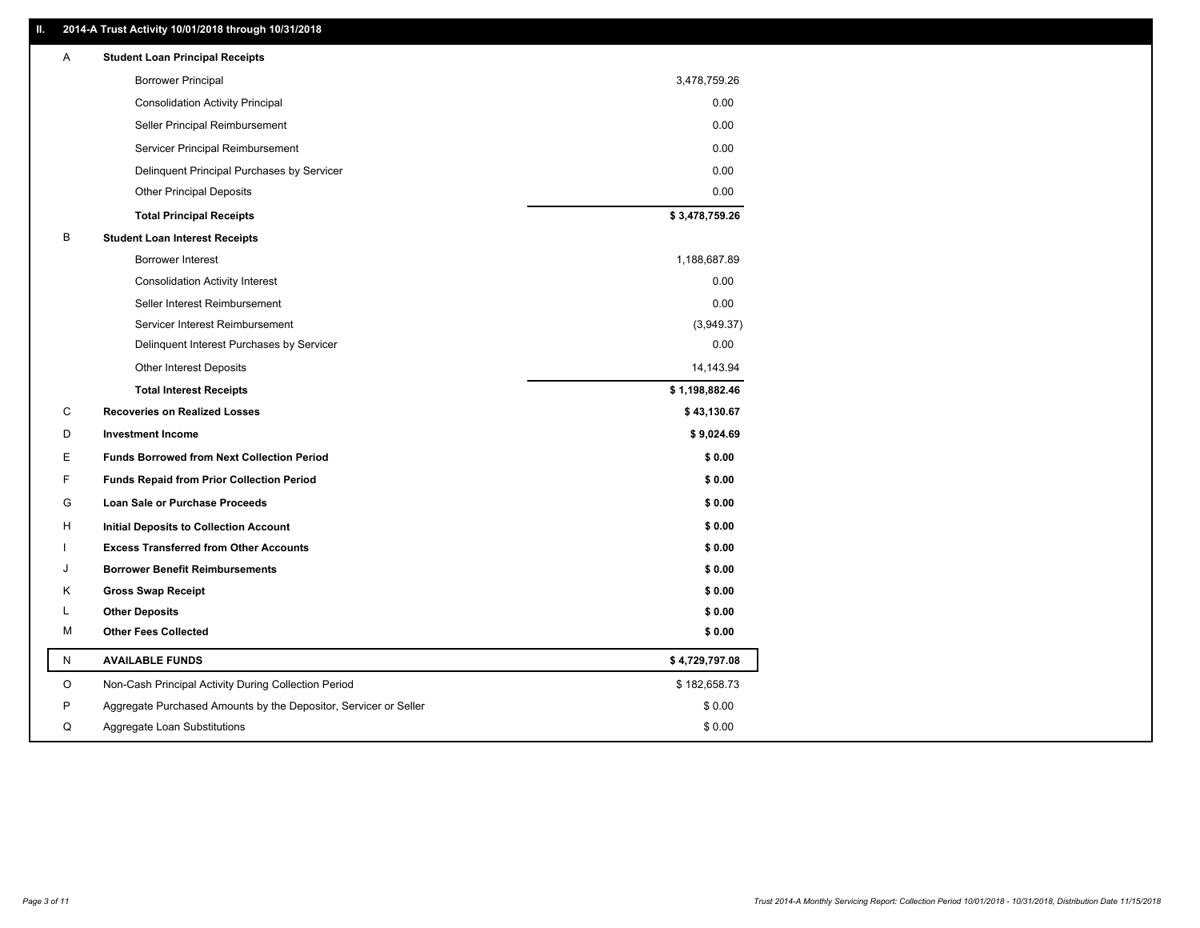## II. 2014-A Trust Activity 10/01/2018 through 10/31/2018

| | | |
|---|---|---|
| A | **Student Loan Principal Receipts** | |
| | Borrower Principal | 3,478,759.26 |
| | Consolidation Activity Principal | 0.00 |
| | Seller Principal Reimbursement | 0.00 |
| | Servicer Principal Reimbursement | 0.00 |
| | Delinquent Principal Purchases by Servicer | 0.00 |
| | Other Principal Deposits | 0.00 |
| | **Total Principal Receipts** | **$ 3,478,759.26** |
| B | **Student Loan Interest Receipts** | |
| | Borrower Interest | 1,188,687.89 |
| | Consolidation Activity Interest | 0.00 |
| | Seller Interest Reimbursement | 0.00 |
| | Servicer Interest Reimbursement | (3,949.37) |
| | Delinquent Interest Purchases by Servicer | 0.00 |
| | Other Interest Deposits | 14,143.94 |
| | **Total Interest Receipts** | **$ 1,198,882.46** |
| C | **Recoveries on Realized Losses** | **$ 43,130.67** |
| D | **Investment Income** | **$ 9,024.69** |
| E | **Funds Borrowed from Next Collection Period** | **$ 0.00** |
| F | **Funds Repaid from Prior Collection Period** | **$ 0.00** |
| G | **Loan Sale or Purchase Proceeds** | **$ 0.00** |
| H | **Initial Deposits to Collection Account** | **$ 0.00** |
| I | **Excess Transferred from Other Accounts** | **$ 0.00** |
| J | **Borrower Benefit Reimbursements** | **$ 0.00** |
| K | **Gross Swap Receipt** | **$ 0.00** |
| L | **Other Deposits** | **$ 0.00** |
| M | **Other Fees Collected** | **$ 0.00** |
| N | **AVAILABLE FUNDS** | **$ 4,729,797.08** |
| O | Non-Cash Principal Activity During Collection Period | $ 182,658.73 |
| P | Aggregate Purchased Amounts by the Depositor, Servicer or Seller | $ 0.00 |
| Q | Aggregate Loan Substitutions | $ 0.00 |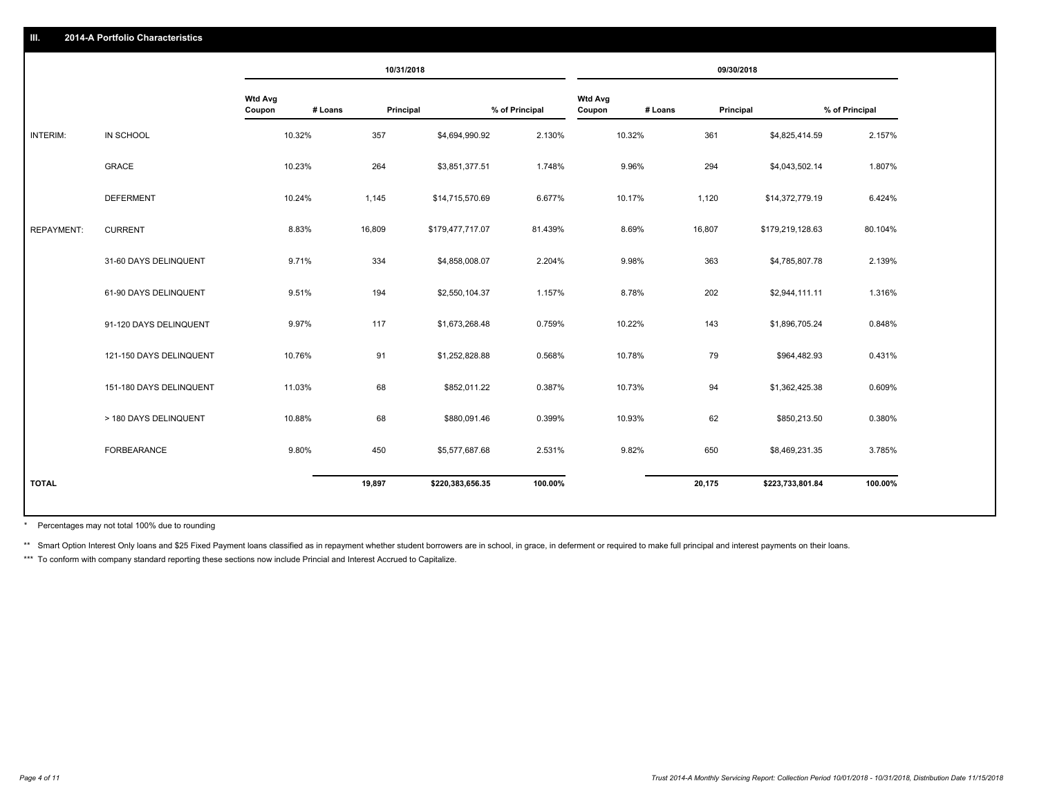## III. 2014-A Portfolio Characteristics

| | | 10/31/2018 | | | | 09/30/2018 | | | |
|---|---|---|---|---|---|---|---|---|---|
| | | Wtd Avg Coupon | # Loans | Principal | % of Principal | Wtd Avg Coupon | # Loans | Principal | % of Principal |
| INTERIM: | IN SCHOOL | 10.32% | 357 | $4,694,990.92 | 2.130% | 10.32% | 361 | $4,825,414.59 | 2.157% |
| | GRACE | 10.23% | 264 | $3,851,377.51 | 1.748% | 9.96% | 294 | $4,043,502.14 | 1.807% |
| | DEFERMENT | 10.24% | 1,145 | $14,715,570.69 | 6.677% | 10.17% | 1,120 | $14,372,779.19 | 6.424% |
| REPAYMENT: | CURRENT | 8.83% | 16,809 | $179,477,717.07 | 81.439% | 8.69% | 16,807 | $179,219,128.63 | 80.104% |
| | 31-60 DAYS DELINQUENT | 9.71% | 334 | $4,858,008.07 | 2.204% | 9.98% | 363 | $4,785,807.78 | 2.139% |
| | 61-90 DAYS DELINQUENT | 9.51% | 194 | $2,550,104.37 | 1.157% | 8.78% | 202 | $2,944,111.11 | 1.316% |
| | 91-120 DAYS DELINQUENT | 9.97% | 117 | $1,673,268.48 | 0.759% | 10.22% | 143 | $1,896,705.24 | 0.848% |
| | 121-150 DAYS DELINQUENT | 10.76% | 91 | $1,252,828.88 | 0.568% | 10.78% | 79 | $964,482.93 | 0.431% |
| | 151-180 DAYS DELINQUENT | 11.03% | 68 | $852,011.22 | 0.387% | 10.73% | 94 | $1,362,425.38 | 0.609% |
| | > 180 DAYS DELINQUENT | 10.88% | 68 | $880,091.46 | 0.399% | 10.93% | 62 | $850,213.50 | 0.380% |
| | FORBEARANCE | 9.80% | 450 | $5,577,687.68 | 2.531% | 9.82% | 650 | $8,469,231.35 | 3.785% |
| **TOTAL** | | | **19,897** | **$220,383,656.35** | **100.00%** | | **20,175** | **$223,733,801.84** | **100.00%** |

\* Percentages may not total 100% due to rounding

** Smart Option Interest Only loans and $25 Fixed Payment loans classified as in repayment whether student borrowers are in school, in grace, in deferment or required to make full principal and interest payments on their loans.

*** To conform with company standard reporting these sections now include Princial and Interest Accrued to Capitalize.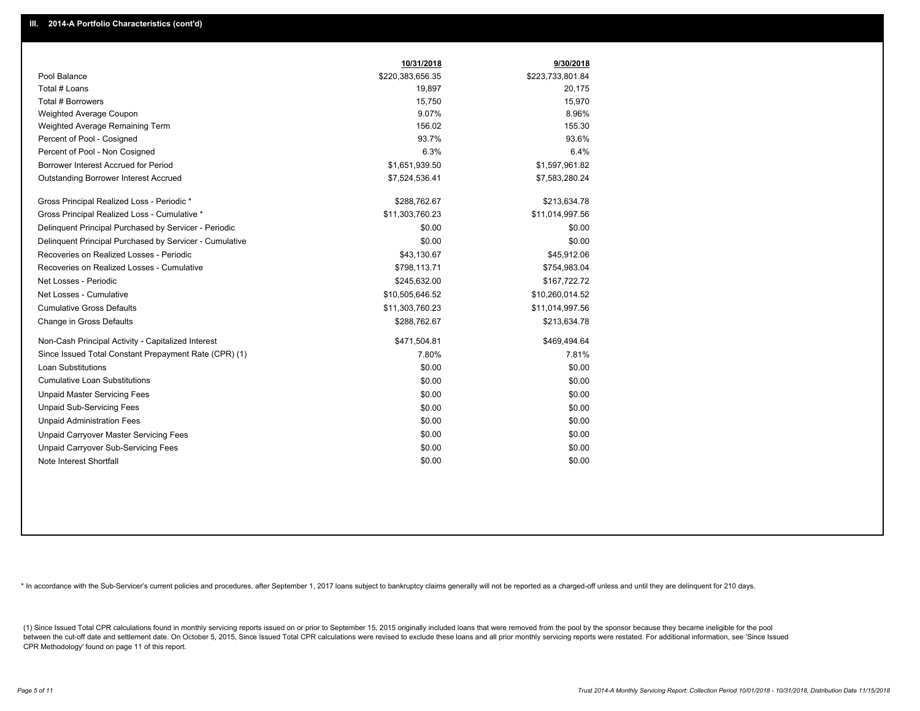## III. 2014-A Portfolio Characteristics (cont'd)

| | 10/31/2018 | 9/30/2018 |
|---|---|---|
| Pool Balance | $220,383,656.35 | $223,733,801.84 |
| Total # Loans | 19,897 | 20,175 |
| Total # Borrowers | 15,750 | 15,970 |
| Weighted Average Coupon | 9.07% | 8.96% |
| Weighted Average Remaining Term | 156.02 | 155.30 |
| Percent of Pool - Cosigned | 93.7% | 93.6% |
| Percent of Pool - Non Cosigned | 6.3% | 6.4% |
| Borrower Interest Accrued for Period | $1,651,939.50 | $1,597,961.82 |
| Outstanding Borrower Interest Accrued | $7,524,536.41 | $7,583,280.24 |
| Gross Principal Realized Loss - Periodic * | $288,762.67 | $213,634.78 |
| Gross Principal Realized Loss - Cumulative * | $11,303,760.23 | $11,014,997.56 |
| Delinquent Principal Purchased by Servicer - Periodic | $0.00 | $0.00 |
| Delinquent Principal Purchased by Servicer - Cumulative | $0.00 | $0.00 |
| Recoveries on Realized Losses - Periodic | $43,130.67 | $45,912.06 |
| Recoveries on Realized Losses - Cumulative | $798,113.71 | $754,983.04 |
| Net Losses - Periodic | $245,632.00 | $167,722.72 |
| Net Losses - Cumulative | $10,505,646.52 | $10,260,014.52 |
| Cumulative Gross Defaults | $11,303,760.23 | $11,014,997.56 |
| Change in Gross Defaults | $288,762.67 | $213,634.78 |
| Non-Cash Principal Activity - Capitalized Interest | $471,504.81 | $469,494.64 |
| Since Issued Total Constant Prepayment Rate (CPR) (1) | 7.80% | 7.81% |
| Loan Substitutions | $0.00 | $0.00 |
| Cumulative Loan Substitutions | $0.00 | $0.00 |
| Unpaid Master Servicing Fees | $0.00 | $0.00 |
| Unpaid Sub-Servicing Fees | $0.00 | $0.00 |
| Unpaid Administration Fees | $0.00 | $0.00 |
| Unpaid Carryover Master Servicing Fees | $0.00 | $0.00 |
| Unpaid Carryover Sub-Servicing Fees | $0.00 | $0.00 |
| Note Interest Shortfall | $0.00 | $0.00 |

* In accordance with the Sub-Servicer's current policies and procedures, after September 1, 2017 loans subject to bankruptcy claims generally will not be reported as a charged-off unless and until they are delinquent for 210 days.

(1) Since Issued Total CPR calculations found in monthly servicing reports issued on or prior to September 15, 2015 originally included loans that were removed from the pool by the sponsor because they became ineligible for the pool between the cut-off date and settlement date. On October 5, 2015, Since Issued Total CPR calculations were revised to exclude these loans and all prior monthly servicing reports were restated. For additional information, see 'Since Issued CPR Methodology' found on page 11 of this report.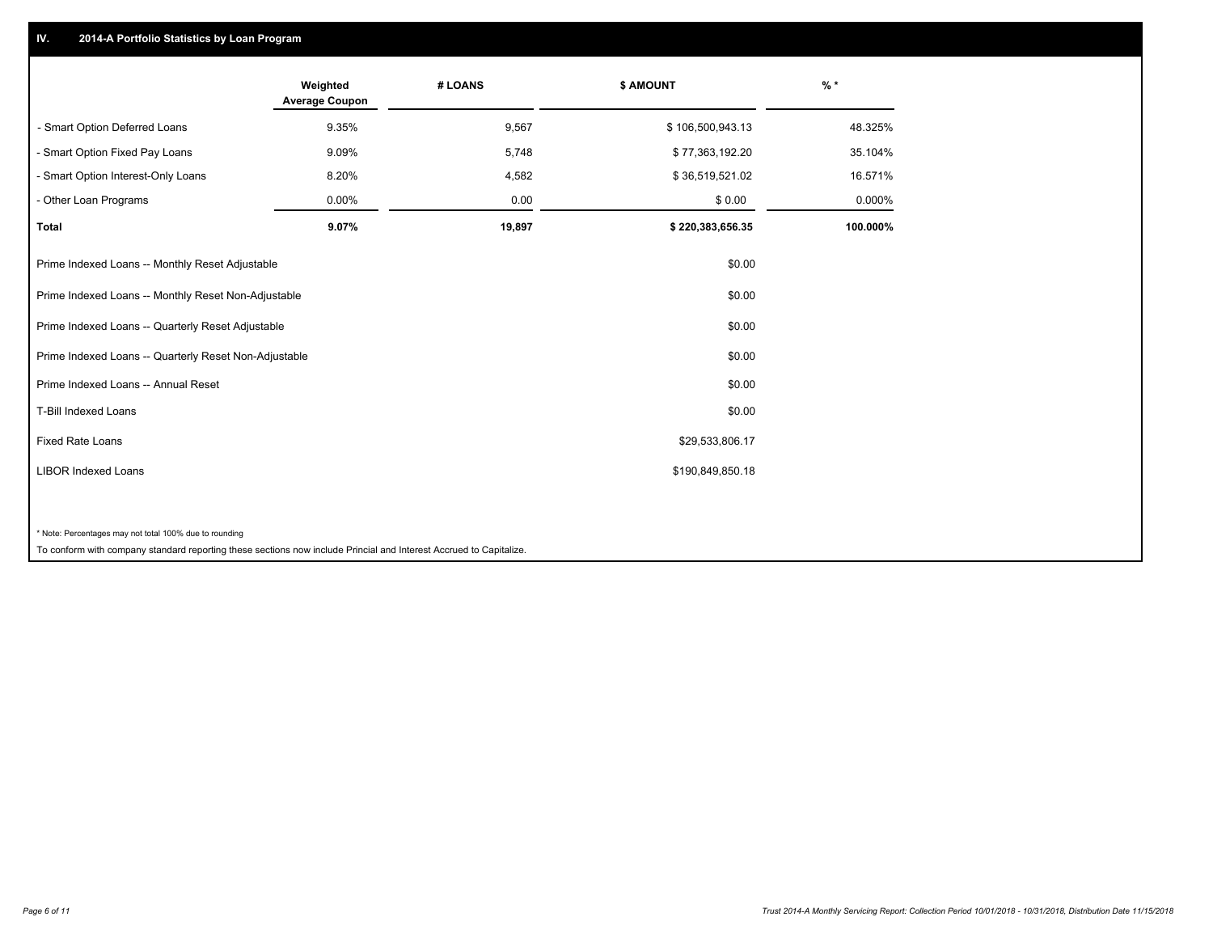## IV. 2014-A Portfolio Statistics by Loan Program

| | Weighted Average Coupon | # LOANS | $ AMOUNT | % * |
|---|---|---|---|---|
| - Smart Option Deferred Loans | 9.35% | 9,567 | $ 106,500,943.13 | 48.325% |
| - Smart Option Fixed Pay Loans | 9.09% | 5,748 | $ 77,363,192.20 | 35.104% |
| - Smart Option Interest-Only Loans | 8.20% | 4,582 | $ 36,519,521.02 | 16.571% |
| - Other Loan Programs | 0.00% | 0.00 | $ 0.00 | 0.000% |
| **Total** | **9.07%** | **19,897** | **$ 220,383,656.35** | **100.000%** |

| | |
|---|---|
| Prime Indexed Loans -- Monthly Reset Adjustable | $0.00 |
| Prime Indexed Loans -- Monthly Reset Non-Adjustable | $0.00 |
| Prime Indexed Loans -- Quarterly Reset Adjustable | $0.00 |
| Prime Indexed Loans -- Quarterly Reset Non-Adjustable | $0.00 |
| Prime Indexed Loans -- Annual Reset | $0.00 |
| T-Bill Indexed Loans | $0.00 |
| Fixed Rate Loans | $29,533,806.17 |
| LIBOR Indexed Loans | $190,849,850.18 |

* Note: Percentages may not total 100% due to rounding

To conform with company standard reporting these sections now include Princial and Interest Accrued to Capitalize.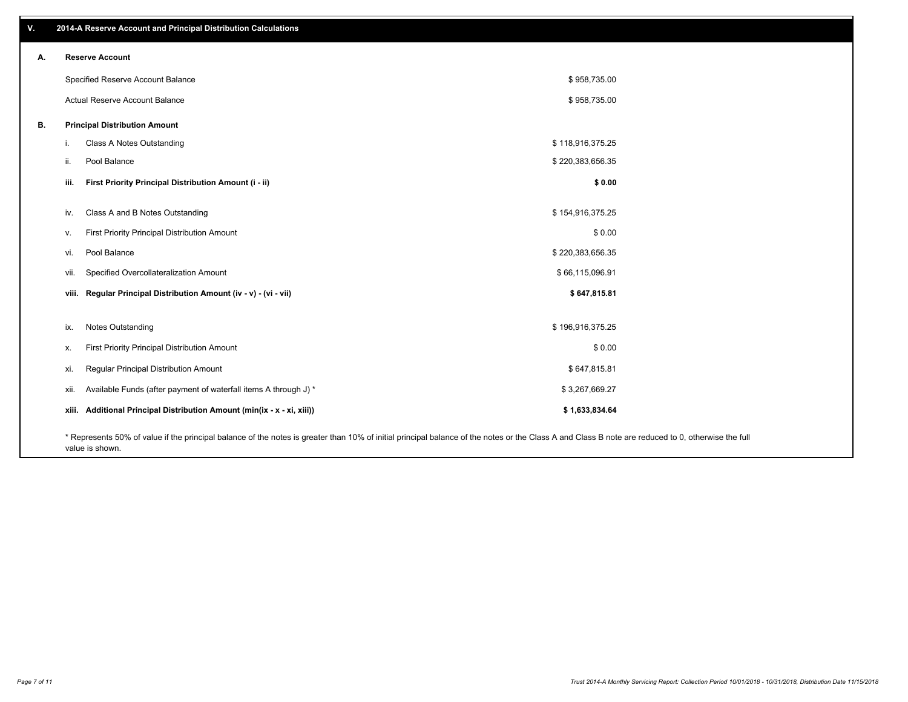## V. 2014-A Reserve Account and Principal Distribution Calculations

### A. Reserve Account

| | |
|---|---|
| Specified Reserve Account Balance | $ 958,735.00 |
| Actual Reserve Account Balance | $ 958,735.00 |

### B. Principal Distribution Amount

| | | |
|---|---|---|
| i. | Class A Notes Outstanding | $ 118,916,375.25 |
| ii. | Pool Balance | $ 220,383,656.35 |
| **iii.** | **First Priority Principal Distribution Amount (i - ii)** | **$ 0.00** |
| iv. | Class A and B Notes Outstanding | $ 154,916,375.25 |
| v. | First Priority Principal Distribution Amount | $ 0.00 |
| vi. | Pool Balance | $ 220,383,656.35 |
| vii. | Specified Overcollateralization Amount | $ 66,115,096.91 |
| **viii.** | **Regular Principal Distribution Amount (iv - v) - (vi - vii)** | **$ 647,815.81** |
| ix. | Notes Outstanding | $ 196,916,375.25 |
| x. | First Priority Principal Distribution Amount | $ 0.00 |
| xi. | Regular Principal Distribution Amount | $ 647,815.81 |
| xii. | Available Funds (after payment of waterfall items A through J) * | $ 3,267,669.27 |
| **xiii.** | **Additional Principal Distribution Amount (min(ix - x - xi, xiii))** | **$ 1,633,834.64** |

* Represents 50% of value if the principal balance of the notes is greater than 10% of initial principal balance of the notes or the Class A and Class B note are reduced to 0, otherwise the full value is shown.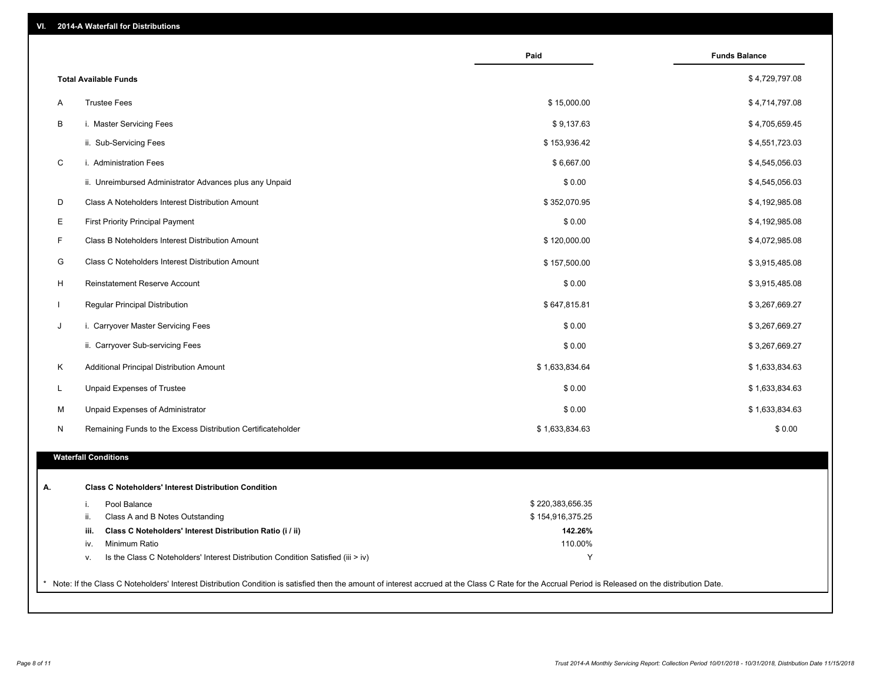## VI. 2014-A Waterfall for Distributions

| | | Paid | Funds Balance |
|---|---|---|---|
| | **Total Available Funds** | | $ 4,729,797.08 |
| A | Trustee Fees | $ 15,000.00 | $ 4,714,797.08 |
| B | i. Master Servicing Fees | $ 9,137.63 | $ 4,705,659.45 |
| | ii. Sub-Servicing Fees | $ 153,936.42 | $ 4,551,723.03 |
| C | i. Administration Fees | $ 6,667.00 | $ 4,545,056.03 |
| | ii. Unreimbursed Administrator Advances plus any Unpaid | $ 0.00 | $ 4,545,056.03 |
| D | Class A Noteholders Interest Distribution Amount | $ 352,070.95 | $ 4,192,985.08 |
| E | First Priority Principal Payment | $ 0.00 | $ 4,192,985.08 |
| F | Class B Noteholders Interest Distribution Amount | $ 120,000.00 | $ 4,072,985.08 |
| G | Class C Noteholders Interest Distribution Amount | $ 157,500.00 | $ 3,915,485.08 |
| H | Reinstatement Reserve Account | $ 0.00 | $ 3,915,485.08 |
| I | Regular Principal Distribution | $ 647,815.81 | $ 3,267,669.27 |
| J | i. Carryover Master Servicing Fees | $ 0.00 | $ 3,267,669.27 |
| | ii. Carryover Sub-servicing Fees | $ 0.00 | $ 3,267,669.27 |
| K | Additional Principal Distribution Amount | $ 1,633,834.64 | $ 1,633,834.63 |
| L | Unpaid Expenses of Trustee | $ 0.00 | $ 1,633,834.63 |
| M | Unpaid Expenses of Administrator | $ 0.00 | $ 1,633,834.63 |
| N | Remaining Funds to the Excess Distribution Certificateholder | $ 1,633,834.63 | $ 0.00 |

### Waterfall Conditions

| | | | |
|---|---|---|---|
| **A.** | | **Class C Noteholders' Interest Distribution Condition** | |
| | i. | Pool Balance | $ 220,383,656.35 |
| | ii. | Class A and B Notes Outstanding | $ 154,916,375.25 |
| | **iii.** | **Class C Noteholders' Interest Distribution Ratio (i / ii)** | **142.26%** |
| | iv. | Minimum Ratio | 110.00% |
| | v. | Is the Class C Noteholders' Interest Distribution Condition Satisfied (iii > iv) | Y |

* Note: If the Class C Noteholders' Interest Distribution Condition is satisfied then the amount of interest accrued at the Class C Rate for the Accrual Period is Released on the distribution Date.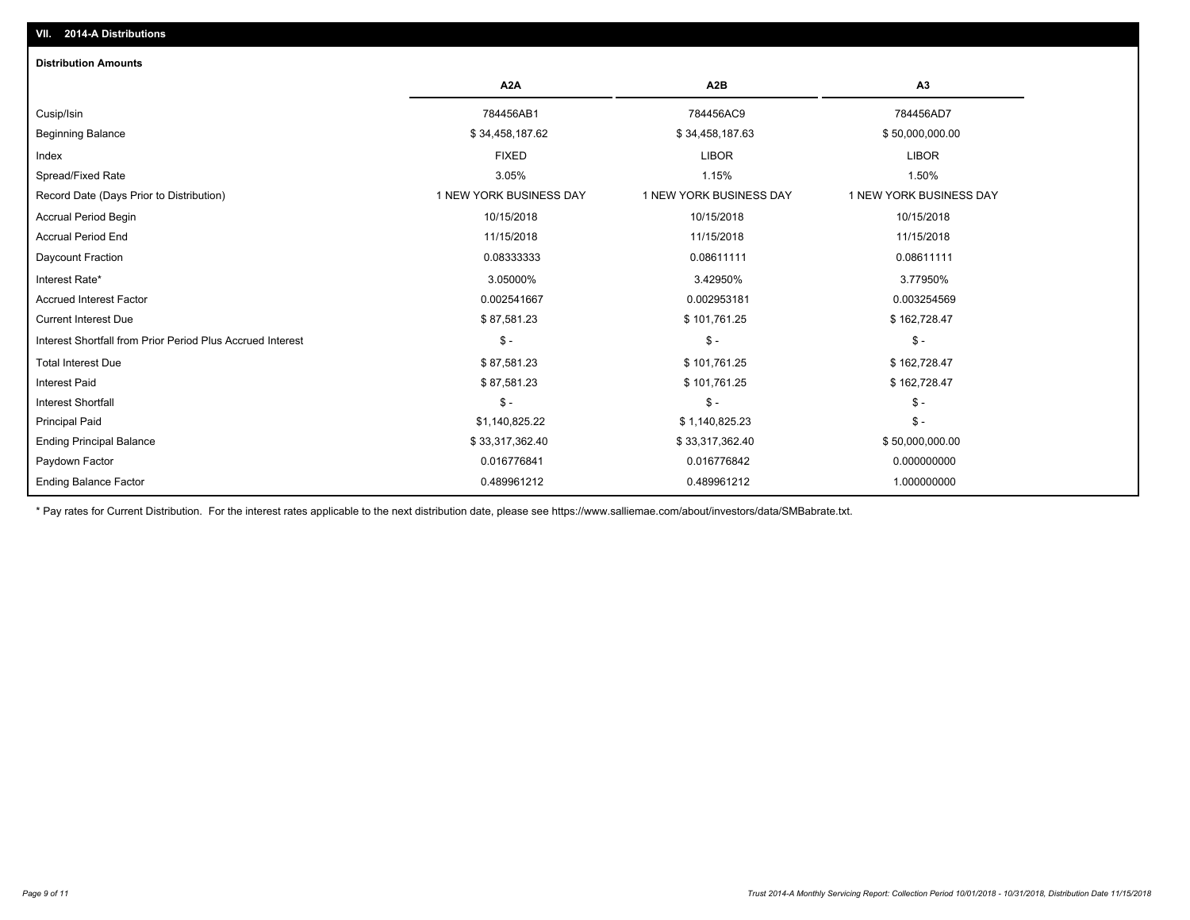## VII. 2014-A Distributions

### Distribution Amounts

| | A2A | A2B | A3 |
|---|---|---|---|
| Cusip/Isin | 784456AB1 | 784456AC9 | 784456AD7 |
| Beginning Balance | $ 34,458,187.62 | $ 34,458,187.63 | $ 50,000,000.00 |
| Index | FIXED | LIBOR | LIBOR |
| Spread/Fixed Rate | 3.05% | 1.15% | 1.50% |
| Record Date (Days Prior to Distribution) | 1 NEW YORK BUSINESS DAY | 1 NEW YORK BUSINESS DAY | 1 NEW YORK BUSINESS DAY |
| Accrual Period Begin | 10/15/2018 | 10/15/2018 | 10/15/2018 |
| Accrual Period End | 11/15/2018 | 11/15/2018 | 11/15/2018 |
| Daycount Fraction | 0.08333333 | 0.08611111 | 0.08611111 |
| Interest Rate* | 3.05000% | 3.42950% | 3.77950% |
| Accrued Interest Factor | 0.002541667 | 0.002953181 | 0.003254569 |
| Current Interest Due | $ 87,581.23 | $ 101,761.25 | $ 162,728.47 |
| Interest Shortfall from Prior Period Plus Accrued Interest | $ - | $ - | $ - |
| Total Interest Due | $ 87,581.23 | $ 101,761.25 | $ 162,728.47 |
| Interest Paid | $ 87,581.23 | $ 101,761.25 | $ 162,728.47 |
| Interest Shortfall | $ - | $ - | $ - |
| Principal Paid | $1,140,825.22 | $ 1,140,825.23 | $ - |
| Ending Principal Balance | $ 33,317,362.40 | $ 33,317,362.40 | $ 50,000,000.00 |
| Paydown Factor | 0.016776841 | 0.016776842 | 0.000000000 |
| Ending Balance Factor | 0.489961212 | 0.489961212 | 1.000000000 |

* Pay rates for Current Distribution. For the interest rates applicable to the next distribution date, please see https://www.salliemae.com/about/investors/data/SMBabrate.txt.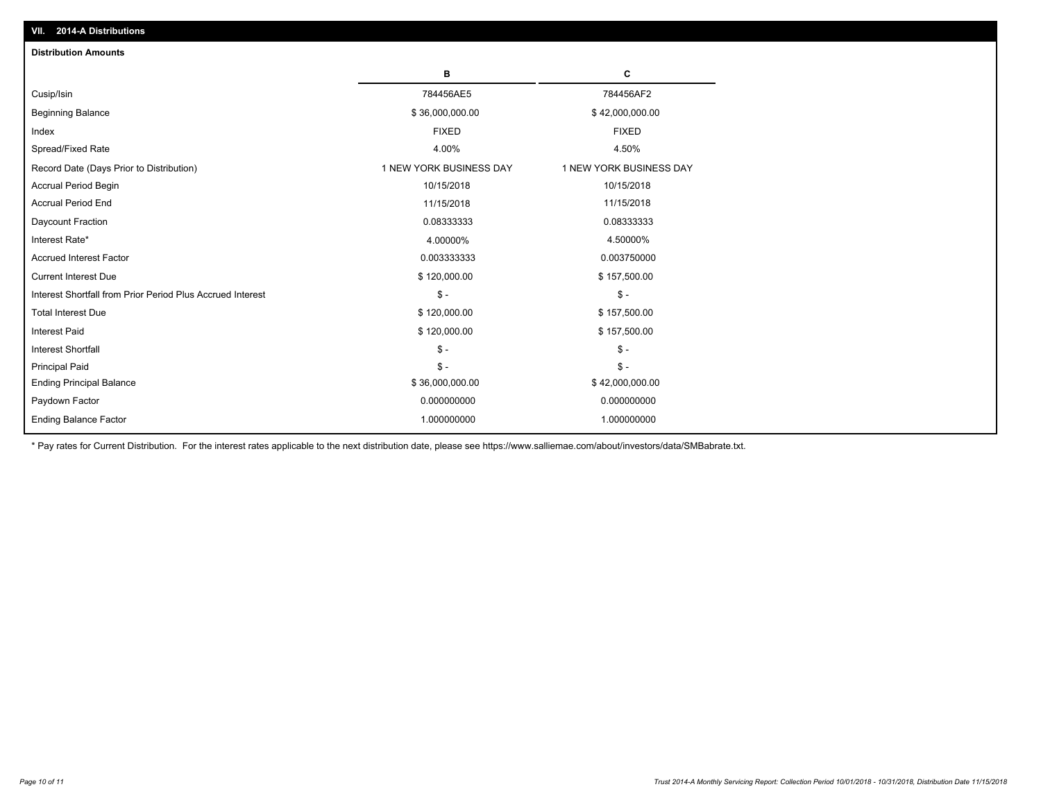## VII. 2014-A Distributions

### Distribution Amounts

| | B | C |
|---|---|---|
| Cusip/Isin | 784456AE5 | 784456AF2 |
| Beginning Balance | $ 36,000,000.00 | $ 42,000,000.00 |
| Index | FIXED | FIXED |
| Spread/Fixed Rate | 4.00% | 4.50% |
| Record Date (Days Prior to Distribution) | 1 NEW YORK BUSINESS DAY | 1 NEW YORK BUSINESS DAY |
| Accrual Period Begin | 10/15/2018 | 10/15/2018 |
| Accrual Period End | 11/15/2018 | 11/15/2018 |
| Daycount Fraction | 0.08333333 | 0.08333333 |
| Interest Rate* | 4.00000% | 4.50000% |
| Accrued Interest Factor | 0.003333333 | 0.003750000 |
| Current Interest Due | $ 120,000.00 | $ 157,500.00 |
| Interest Shortfall from Prior Period Plus Accrued Interest | $ - | $ - |
| Total Interest Due | $ 120,000.00 | $ 157,500.00 |
| Interest Paid | $ 120,000.00 | $ 157,500.00 |
| Interest Shortfall | $ - | $ - |
| Principal Paid | $ - | $ - |
| Ending Principal Balance | $ 36,000,000.00 | $ 42,000,000.00 |
| Paydown Factor | 0.000000000 | 0.000000000 |
| Ending Balance Factor | 1.000000000 | 1.000000000 |

* Pay rates for Current Distribution. For the interest rates applicable to the next distribution date, please see https://www.salliemae.com/about/investors/data/SMBabrate.txt.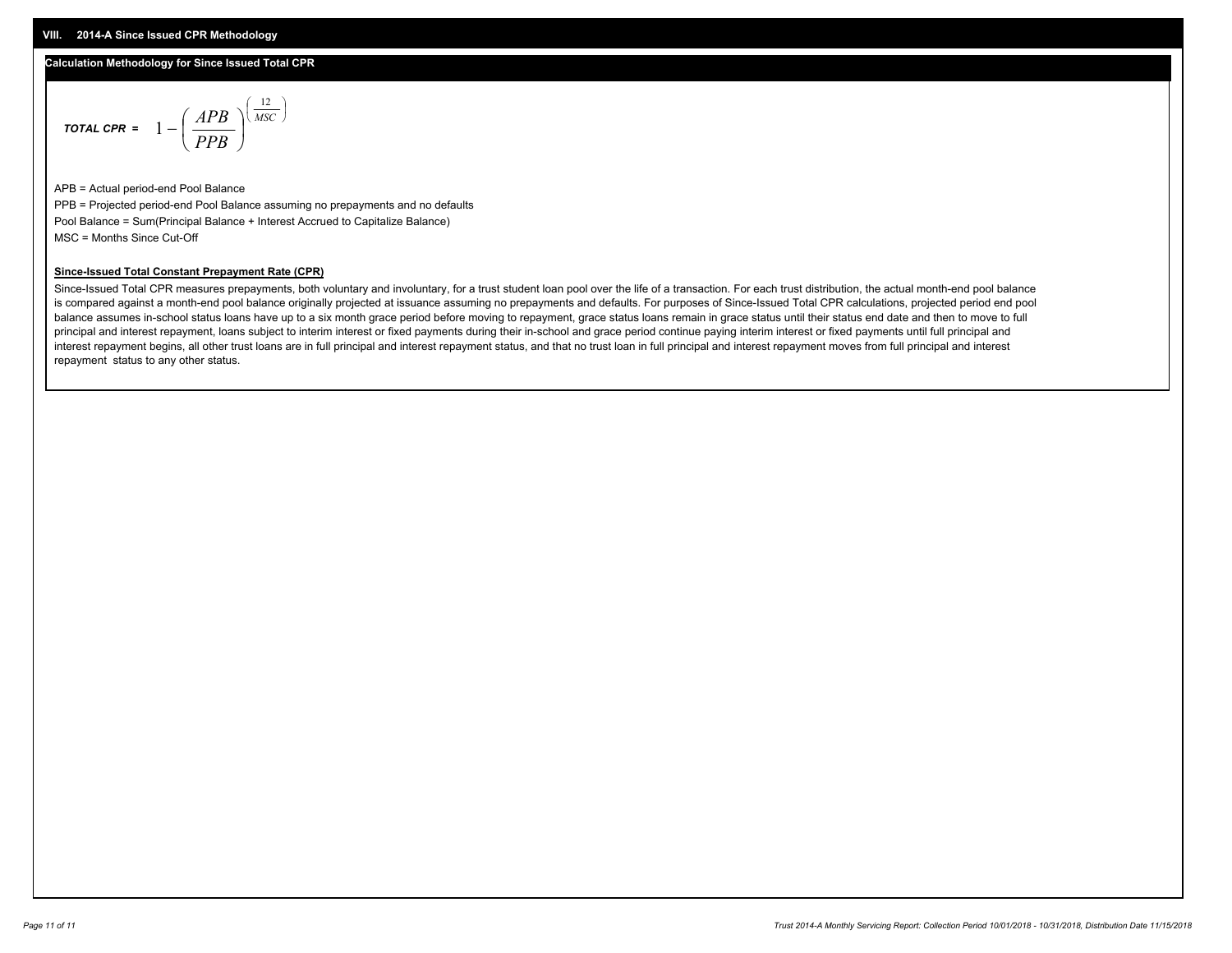## VIII. 2014-A Since Issued CPR Methodology

### Calculation Methodology for Since Issued Total CPR

$$\textbf{TOTAL CPR} = 1 - \left(\frac{APB}{PPB}\right)^{\left(\frac{12}{MSC}\right)}$$

APB = Actual period-end Pool Balance

PPB = Projected period-end Pool Balance assuming no prepayments and no defaults

Pool Balance = Sum(Principal Balance + Interest Accrued to Capitalize Balance)

MSC = Months Since Cut-Off

**Since-Issued Total Constant Prepayment Rate (CPR)**

Since-Issued Total CPR measures prepayments, both voluntary and involuntary, for a trust student loan pool over the life of a transaction. For each trust distribution, the actual month-end pool balance is compared against a month-end pool balance originally projected at issuance assuming no prepayments and defaults. For purposes of Since-Issued Total CPR calculations, projected period end pool balance assumes in-school status loans have up to a six month grace period before moving to repayment, grace status loans remain in grace status until their status end date and then to move to full principal and interest repayment, loans subject to interim interest or fixed payments during their in-school and grace period continue paying interim interest or fixed payments until full principal and interest repayment begins, all other trust loans are in full principal and interest repayment status, and that no trust loan in full principal and interest repayment moves from full principal and interest repayment status to any other status.